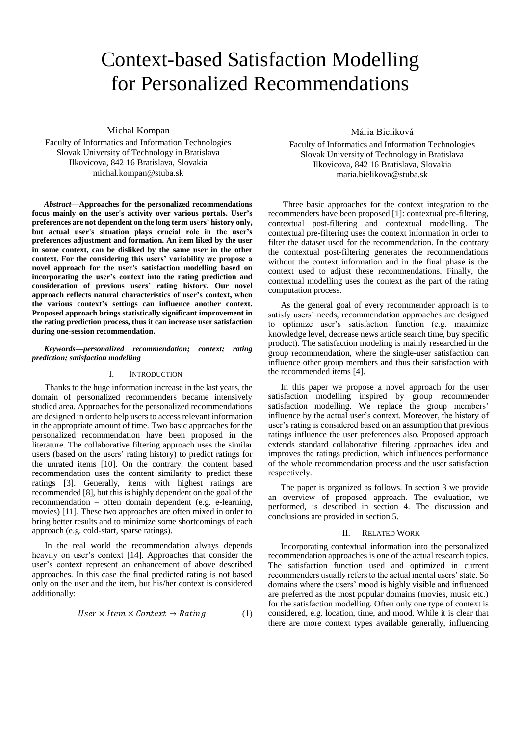# Context-based Satisfaction Modelling for Personalized Recommendations

Michal Kompan
Faculty of Informatics and Information Technologies
Slovak University of Technology in Bratislava
Ilkovicova, 842 16 Bratislava, Slovakia
michal.kompan@stuba.sk

Mária Bieliková
Faculty of Informatics and Information Technologies
Slovak University of Technology in Bratislava
Ilkovicova, 842 16 Bratislava, Slovakia
maria.bielikova@stuba.sk

***Abstract*—Approaches for the personalized recommendations focus mainly on the user's activity over various portals. User's preferences are not dependent on the long term users' history only, but actual user's situation plays crucial role in the user's preferences adjustment and formation. An item liked by the user in some context, can be disliked by the same user in the other context. For the considering this users' variability we propose a novel approach for the user's satisfaction modelling based on incorporating the user's context into the rating prediction and consideration of previous users' rating history. Our novel approach reflects natural characteristics of user's context, when the various context's settings can influence another context. Proposed approach brings statistically significant improvement in the rating prediction process, thus it can increase user satisfaction during one-session recommendation.**

***Keywords—personalized recommendation; context; rating prediction; satisfaction modelling***

## I. Introduction

Thanks to the huge information increase in the last years, the domain of personalized recommenders became intensively studied area. Approaches for the personalized recommendations are designed in order to help users to access relevant information in the appropriate amount of time. Two basic approaches for the personalized recommendation have been proposed in the literature. The collaborative filtering approach uses the similar users (based on the users' rating history) to predict ratings for the unrated items [10]. On the contrary, the content based recommendation uses the content similarity to predict these ratings [3]. Generally, items with highest ratings are recommended [8], but this is highly dependent on the goal of the recommendation – often domain dependent (e.g. e-learning, movies) [11]. These two approaches are often mixed in order to bring better results and to minimize some shortcomings of each approach (e.g. cold-start, sparse ratings).

In the real world the recommendation always depends heavily on user's context [14]. Approaches that consider the user's context represent an enhancement of above described approaches. In this case the final predicted rating is not based only on the user and the item, but his/her context is considered additionally:

$$User \times Item \times Context \rightarrow Rating \qquad (1)$$

Three basic approaches for the context integration to the recommenders have been proposed [1]: contextual pre-filtering, contextual post-filtering and contextual modelling. The contextual pre-filtering uses the context information in order to filter the dataset used for the recommendation. In the contrary the contextual post-filtering generates the recommendations without the context information and in the final phase is the context used to adjust these recommendations. Finally, the contextual modelling uses the context as the part of the rating computation process.

As the general goal of every recommender approach is to satisfy users' needs, recommendation approaches are designed to optimize user's satisfaction function (e.g. maximize knowledge level, decrease news article search time, buy specific product). The satisfaction modeling is mainly researched in the group recommendation, where the single-user satisfaction can influence other group members and thus their satisfaction with the recommended items [4].

In this paper we propose a novel approach for the user satisfaction modelling inspired by group recommender satisfaction modelling. We replace the group members' influence by the actual user's context. Moreover, the history of user's rating is considered based on an assumption that previous ratings influence the user preferences also. Proposed approach extends standard collaborative filtering approaches idea and improves the ratings prediction, which influences performance of the whole recommendation process and the user satisfaction respectively.

The paper is organized as follows. In section 3 we provide an overview of proposed approach. The evaluation, we performed, is described in section 4. The discussion and conclusions are provided in section 5.

## II. Related Work

Incorporating contextual information into the personalized recommendation approaches is one of the actual research topics. The satisfaction function used and optimized in current recommenders usually refers to the actual mental users' state. So domains where the users' mood is highly visible and influenced are preferred as the most popular domains (movies, music etc.) for the satisfaction modelling. Often only one type of context is considered, e.g. location, time, and mood. While it is clear that there are more context types available generally, influencing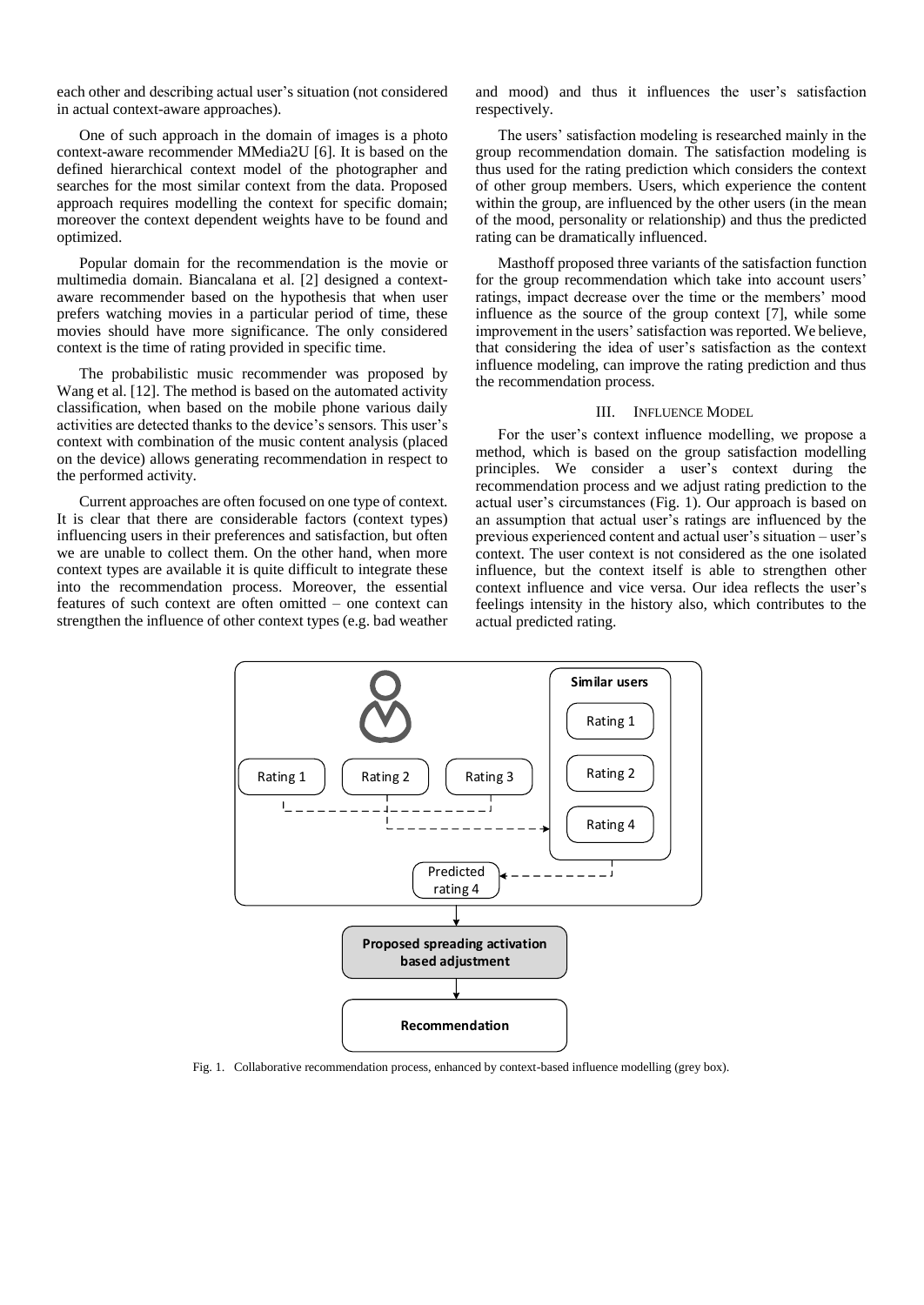each other and describing actual user's situation (not considered in actual context-aware approaches).

One of such approach in the domain of images is a photo context-aware recommender MMedia2U [6]. It is based on the defined hierarchical context model of the photographer and searches for the most similar context from the data. Proposed approach requires modelling the context for specific domain; moreover the context dependent weights have to be found and optimized.

Popular domain for the recommendation is the movie or multimedia domain. Biancalana et al. [2] designed a context-aware recommender based on the hypothesis that when user prefers watching movies in a particular period of time, these movies should have more significance. The only considered context is the time of rating provided in specific time.

The probabilistic music recommender was proposed by Wang et al. [12]. The method is based on the automated activity classification, when based on the mobile phone various daily activities are detected thanks to the device's sensors. This user's context with combination of the music content analysis (placed on the device) allows generating recommendation in respect to the performed activity.

Current approaches are often focused on one type of context. It is clear that there are considerable factors (context types) influencing users in their preferences and satisfaction, but often we are unable to collect them. On the other hand, when more context types are available it is quite difficult to integrate these into the recommendation process. Moreover, the essential features of such context are often omitted – one context can strengthen the influence of other context types (e.g. bad weather and mood) and thus it influences the user's satisfaction respectively.

The users' satisfaction modeling is researched mainly in the group recommendation domain. The satisfaction modeling is thus used for the rating prediction which considers the context of other group members. Users, which experience the content within the group, are influenced by the other users (in the mean of the mood, personality or relationship) and thus the predicted rating can be dramatically influenced.

Masthoff proposed three variants of the satisfaction function for the group recommendation which take into account users' ratings, impact decrease over the time or the members' mood influence as the source of the group context [7], while some improvement in the users' satisfaction was reported. We believe, that considering the idea of user's satisfaction as the context influence modeling, can improve the rating prediction and thus the recommendation process.

## III. Influence Model

For the user's context influence modelling, we propose a method, which is based on the group satisfaction modelling principles. We consider a user's context during the recommendation process and we adjust rating prediction to the actual user's circumstances (Fig. 1). Our approach is based on an assumption that actual user's ratings are influenced by the previous experienced content and actual user's situation – user's context. The user context is not considered as the one isolated influence, but the context itself is able to strengthen other context influence and vice versa. Our idea reflects the user's feelings intensity in the history also, which contributes to the actual predicted rating.

Fig. 1. Collaborative recommendation process, enhanced by context-based influence modelling (grey box).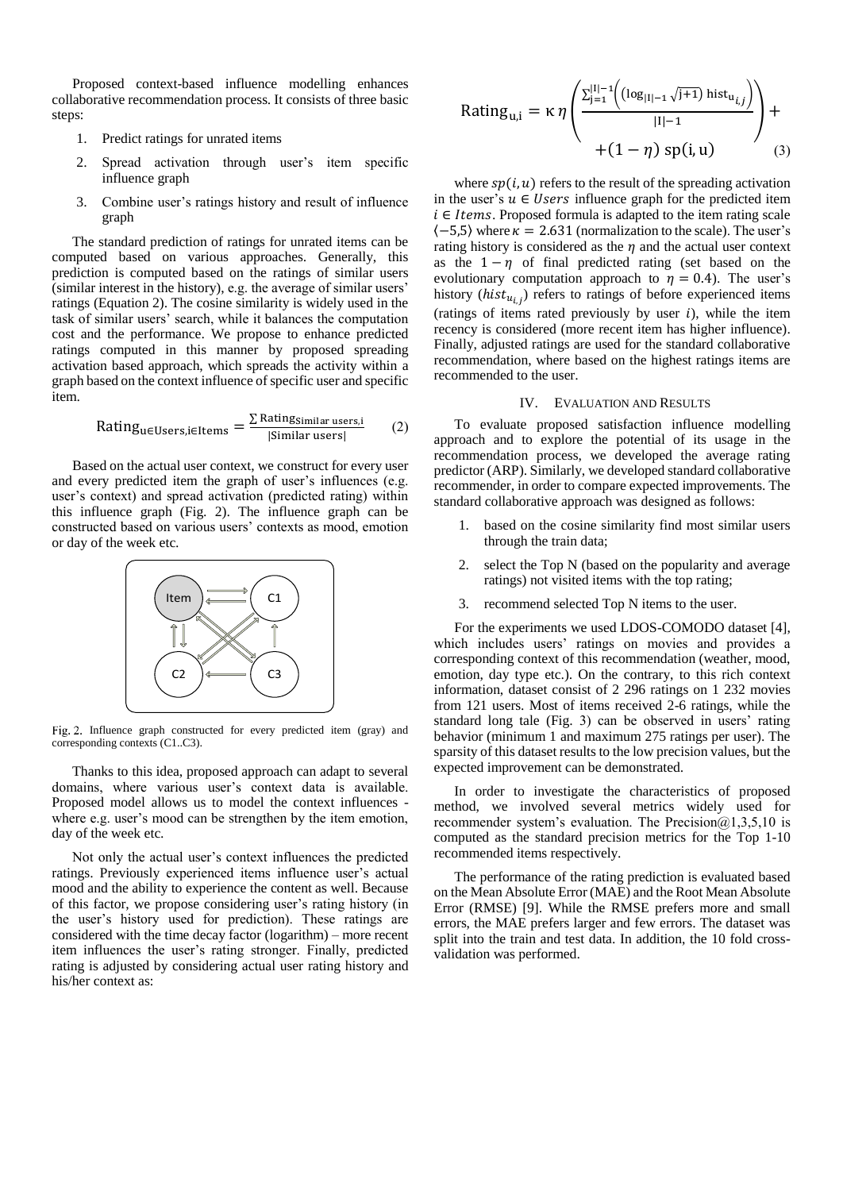Proposed context-based influence modelling enhances collaborative recommendation process. It consists of three basic steps:

1. Predict ratings for unrated items
2. Spread activation through user's item specific influence graph
3. Combine user's ratings history and result of influence graph

The standard prediction of ratings for unrated items can be computed based on various approaches. Generally, this prediction is computed based on the ratings of similar users (similar interest in the history), e.g. the average of similar users' ratings (Equation 2). The cosine similarity is widely used in the task of similar users' search, while it balances the computation cost and the performance. We propose to enhance predicted ratings computed in this manner by proposed spreading activation based approach, which spreads the activity within a graph based on the context influence of specific user and specific item.

$$\mathrm{Rating}_{u \in \mathrm{Users}, i \in \mathrm{Items}} = \frac{\sum \mathrm{Rating}_{\mathrm{Similar\ users}, i}}{|\mathrm{Similar\ users}|} \quad (2)$$

Based on the actual user context, we construct for every user and every predicted item the graph of user's influences (e.g. user's context) and spread activation (predicted rating) within this influence graph (Fig. 2). The influence graph can be constructed based on various users' contexts as mood, emotion or day of the week etc.

Fig. 2. Influence graph constructed for every predicted item (gray) and corresponding contexts (C1..C3).

Thanks to this idea, proposed approach can adapt to several domains, where various user's context data is available. Proposed model allows us to model the context influences - where e.g. user's mood can be strengthen by the item emotion, day of the week etc.

Not only the actual user's context influences the predicted ratings. Previously experienced items influence user's actual mood and the ability to experience the content as well. Because of this factor, we propose considering user's rating history (in the user's history used for prediction). These ratings are considered with the time decay factor (logarithm) – more recent item influences the user's rating stronger. Finally, predicted rating is adjusted by considering actual user rating history and his/her context as:

$$\mathrm{Rating}_{u,i} = \kappa\,\eta\left(\frac{\sum_{j=1}^{|I|-1}\left(\left(\log_{|I|-1}\sqrt{j+1}\right)\mathrm{hist}_{u_{i,j}}\right)}{|I|-1}\right) + (1-\eta)\,\mathrm{sp}(i,u) \quad (3)$$

where $sp(i,u)$ refers to the result of the spreading activation in the user's $u \in Users$ influence graph for the predicted item $i \in Items$. Proposed formula is adapted to the item rating scale $\langle -5,5 \rangle$ where $\kappa = 2.631$ (normalization to the scale). The user's rating history is considered as the $\eta$ and the actual user context as the $1-\eta$ of final predicted rating (set based on the evolutionary computation approach to $\eta = 0.4$). The user's history ($hist_{u_{i,j}}$) refers to ratings of before experienced items (ratings of items rated previously by user $i$), while the item recency is considered (more recent item has higher influence). Finally, adjusted ratings are used for the standard collaborative recommendation, where based on the highest ratings items are recommended to the user.

## IV. Evaluation and Results

To evaluate proposed satisfaction influence modelling approach and to explore the potential of its usage in the recommendation process, we developed the average rating predictor (ARP). Similarly, we developed standard collaborative recommender, in order to compare expected improvements. The standard collaborative approach was designed as follows:

1. based on the cosine similarity find most similar users through the train data;
2. select the Top N (based on the popularity and average ratings) not visited items with the top rating;
3. recommend selected Top N items to the user.

For the experiments we used LDOS-COMODO dataset [4], which includes users' ratings on movies and provides a corresponding context of this recommendation (weather, mood, emotion, day type etc.). On the contrary, to this rich context information, dataset consist of 2 296 ratings on 1 232 movies from 121 users. Most of items received 2-6 ratings, while the standard long tale (Fig. 3) can be observed in users' rating behavior (minimum 1 and maximum 275 ratings per user). The sparsity of this dataset results to the low precision values, but the expected improvement can be demonstrated.

In order to investigate the characteristics of proposed method, we involved several metrics widely used for recommender system's evaluation. The Precision@1,3,5,10 is computed as the standard precision metrics for the Top 1-10 recommended items respectively.

The performance of the rating prediction is evaluated based on the Mean Absolute Error (MAE) and the Root Mean Absolute Error (RMSE) [9]. While the RMSE prefers more and small errors, the MAE prefers larger and few errors. The dataset was split into the train and test data. In addition, the 10 fold cross-validation was performed.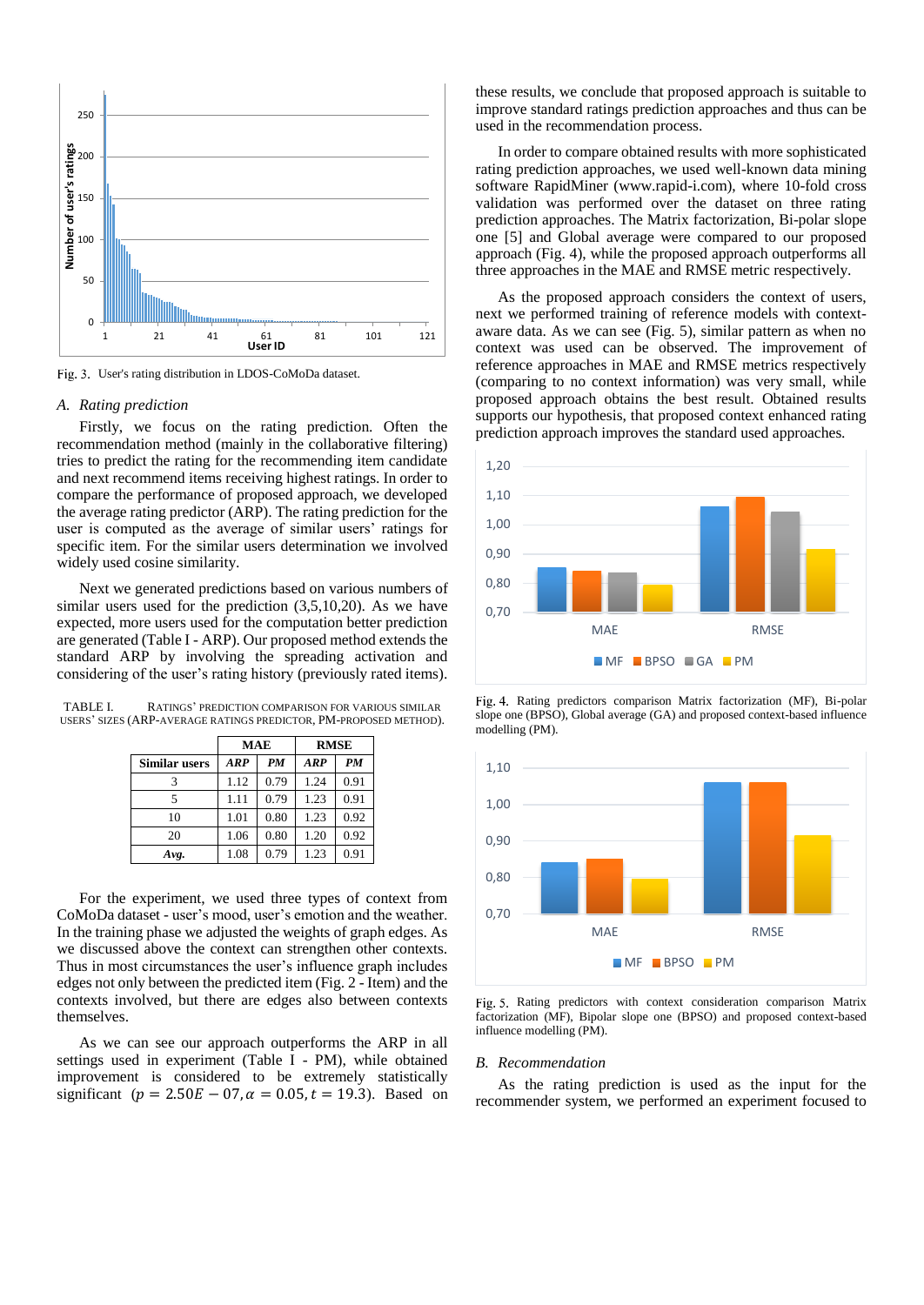Fig. 3. User's rating distribution in LDOS-CoMoDa dataset.

## A. Rating prediction

Firstly, we focus on the rating prediction. Often the recommendation method (mainly in the collaborative filtering) tries to predict the rating for the recommending item candidate and next recommend items receiving highest ratings. In order to compare the performance of proposed approach, we developed the average rating predictor (ARP). The rating prediction for the user is computed as the average of similar users' ratings for specific item. For the similar users determination we involved widely used cosine similarity.

Next we generated predictions based on various numbers of similar users used for the prediction (3,5,10,20). As we have expected, more users used for the computation better prediction are generated (Table I - ARP). Our proposed method extends the standard ARP by involving the spreading activation and considering of the user's rating history (previously rated items).

TABLE I. RATINGS' PREDICTION COMPARISON FOR VARIOUS SIMILAR USERS' SIZES (ARP-AVERAGE RATINGS PREDICTOR, PM-PROPOSED METHOD).

| Similar users | MAE | | RMSE | |
|---|---|---|---|---|
| | *ARP* | *PM* | *ARP* | *PM* |
| 3 | 1.12 | 0.79 | 1.24 | 0.91 |
| 5 | 1.11 | 0.79 | 1.23 | 0.91 |
| 10 | 1.01 | 0.80 | 1.23 | 0.92 |
| 20 | 1.06 | 0.80 | 1.20 | 0.92 |
| *Avg.* | 1.08 | 0.79 | 1.23 | 0.91 |

For the experiment, we used three types of context from CoMoDa dataset - user's mood, user's emotion and the weather. In the training phase we adjusted the weights of graph edges. As we discussed above the context can strengthen other contexts. Thus in most circumstances the user's influence graph includes edges not only between the predicted item (Fig. 2 - Item) and the contexts involved, but there are edges also between contexts themselves.

As we can see our approach outperforms the ARP in all settings used in experiment (Table I - PM), while obtained improvement is considered to be extremely statistically significant ($p = 2.50E - 07, \alpha = 0.05, t = 19.3$). Based on these results, we conclude that proposed approach is suitable to improve standard ratings prediction approaches and thus can be used in the recommendation process.

In order to compare obtained results with more sophisticated rating prediction approaches, we used well-known data mining software RapidMiner (www.rapid-i.com), where 10-fold cross validation was performed over the dataset on three rating prediction approaches. The Matrix factorization, Bi-polar slope one [5] and Global average were compared to our proposed approach (Fig. 4), while the proposed approach outperforms all three approaches in the MAE and RMSE metric respectively.

As the proposed approach considers the context of users, next we performed training of reference models with context-aware data. As we can see (Fig. 5), similar pattern as when no context was used can be observed. The improvement of reference approaches in MAE and RMSE metrics respectively (comparing to no context information) was very small, while proposed approach obtains the best result. Obtained results supports our hypothesis, that proposed context enhanced rating prediction approach improves the standard used approaches.

Fig. 4. Rating predictors comparison Matrix factorization (MF), Bi-polar slope one (BPSO), Global average (GA) and proposed context-based influence modelling (PM).

Fig. 5. Rating predictors with context consideration comparison Matrix factorization (MF), Bipolar slope one (BPSO) and proposed context-based influence modelling (PM).

## B. Recommendation

As the rating prediction is used as the input for the recommender system, we performed an experiment focused to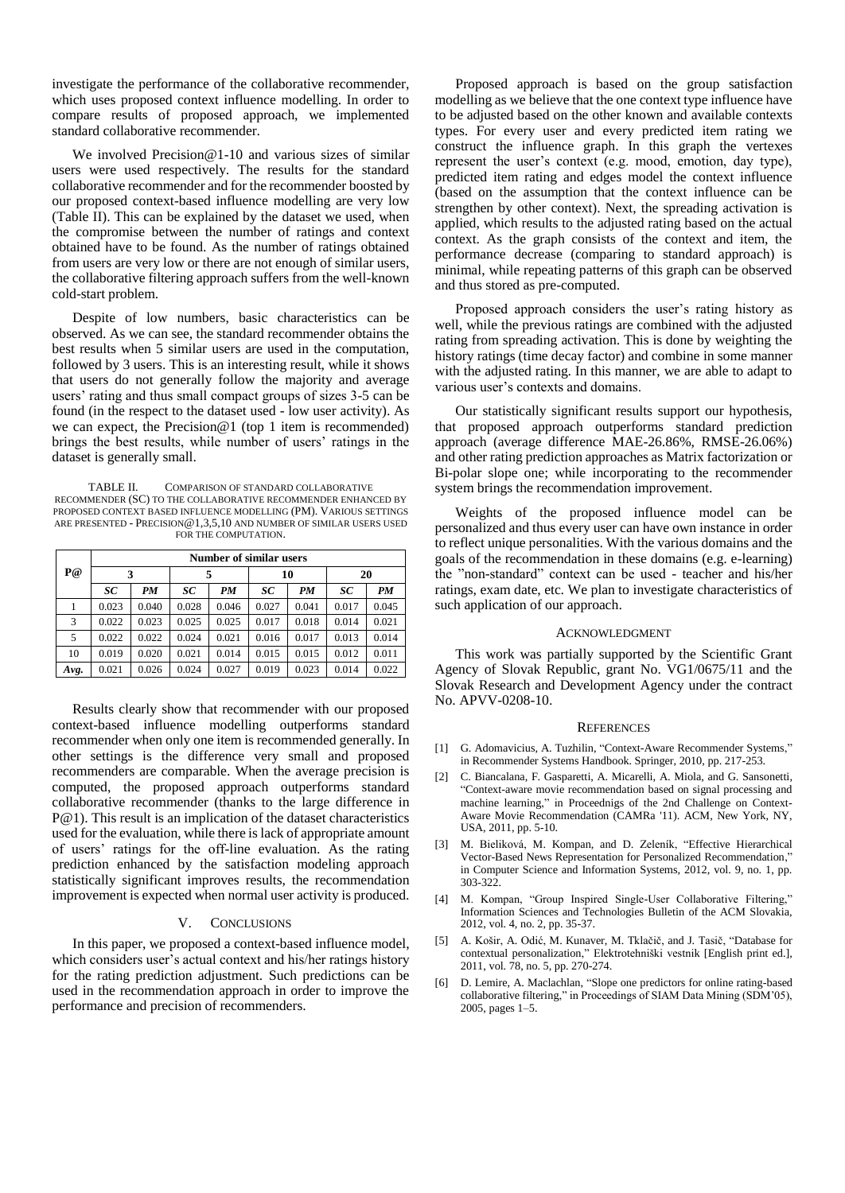investigate the performance of the collaborative recommender, which uses proposed context influence modelling. In order to compare results of proposed approach, we implemented standard collaborative recommender.

We involved Precision@1-10 and various sizes of similar users were used respectively. The results for the standard collaborative recommender and for the recommender boosted by our proposed context-based influence modelling are very low (Table II). This can be explained by the dataset we used, when the compromise between the number of ratings and context obtained have to be found. As the number of ratings obtained from users are very low or there are not enough of similar users, the collaborative filtering approach suffers from the well-known cold-start problem.

Despite of low numbers, basic characteristics can be observed. As we can see, the standard recommender obtains the best results when 5 similar users are used in the computation, followed by 3 users. This is an interesting result, while it shows that users do not generally follow the majority and average users' rating and thus small compact groups of sizes 3-5 can be found (in the respect to the dataset used - low user activity). As we can expect, the Precision@1 (top 1 item is recommended) brings the best results, while number of users' ratings in the dataset is generally small.

TABLE II. COMPARISON OF STANDARD COLLABORATIVE RECOMMENDER (SC) TO THE COLLABORATIVE RECOMMENDER ENHANCED BY PROPOSED CONTEXT BASED INFLUENCE MODELLING (PM). VARIOUS SETTINGS ARE PRESENTED - PRECISION@1,3,5,10 AND NUMBER OF SIMILAR USERS USED FOR THE COMPUTATION.

| P@ | Number of similar users | | | | | | | |
|---|---|---|---|---|---|---|---|---|
| | 3 | | 5 | | 10 | | 20 | |
| | *SC* | *PM* | *SC* | *PM* | *SC* | *PM* | *SC* | *PM* |
| 1 | 0.023 | 0.040 | 0.028 | 0.046 | 0.027 | 0.041 | 0.017 | 0.045 |
| 3 | 0.022 | 0.023 | 0.025 | 0.025 | 0.017 | 0.018 | 0.014 | 0.021 |
| 5 | 0.022 | 0.022 | 0.024 | 0.021 | 0.016 | 0.017 | 0.013 | 0.014 |
| 10 | 0.019 | 0.020 | 0.021 | 0.014 | 0.015 | 0.015 | 0.012 | 0.011 |
| *Avg.* | 0.021 | 0.026 | 0.024 | 0.027 | 0.019 | 0.023 | 0.014 | 0.022 |

Results clearly show that recommender with our proposed context-based influence modelling outperforms standard recommender when only one item is recommended generally. In other settings is the difference very small and proposed recommenders are comparable. When the average precision is computed, the proposed approach outperforms standard collaborative recommender (thanks to the large difference in P@1). This result is an implication of the dataset characteristics used for the evaluation, while there is lack of appropriate amount of users' ratings for the off-line evaluation. As the rating prediction enhanced by the satisfaction modeling approach statistically significant improves results, the recommendation improvement is expected when normal user activity is produced.

## V. CONCLUSIONS

In this paper, we proposed a context-based influence model, which considers user's actual context and his/her ratings history for the rating prediction adjustment. Such predictions can be used in the recommendation approach in order to improve the performance and precision of recommenders.

Proposed approach is based on the group satisfaction modelling as we believe that the one context type influence have to be adjusted based on the other known and available contexts types. For every user and every predicted item rating we construct the influence graph. In this graph the vertexes represent the user's context (e.g. mood, emotion, day type), predicted item rating and edges model the context influence (based on the assumption that the context influence can be strengthen by other context). Next, the spreading activation is applied, which results to the adjusted rating based on the actual context. As the graph consists of the context and item, the performance decrease (comparing to standard approach) is minimal, while repeating patterns of this graph can be observed and thus stored as pre-computed.

Proposed approach considers the user's rating history as well, while the previous ratings are combined with the adjusted rating from spreading activation. This is done by weighting the history ratings (time decay factor) and combine in some manner with the adjusted rating. In this manner, we are able to adapt to various user's contexts and domains.

Our statistically significant results support our hypothesis, that proposed approach outperforms standard prediction approach (average difference MAE-26.86%, RMSE-26.06%) and other rating prediction approaches as Matrix factorization or Bi-polar slope one; while incorporating to the recommender system brings the recommendation improvement.

Weights of the proposed influence model can be personalized and thus every user can have own instance in order to reflect unique personalities. With the various domains and the goals of the recommendation in these domains (e.g. e-learning) the "non-standard" context can be used - teacher and his/her ratings, exam date, etc. We plan to investigate characteristics of such application of our approach.

## ACKNOWLEDGMENT

This work was partially supported by the Scientific Grant Agency of Slovak Republic, grant No. VG1/0675/11 and the Slovak Research and Development Agency under the contract No. APVV-0208-10.

## REFERENCES

[1] G. Adomavicius, A. Tuzhilin, "Context-Aware Recommender Systems," in Recommender Systems Handbook. Springer, 2010, pp. 217-253.

[2] C. Biancalana, F. Gasparetti, A. Micarelli, A. Miola, and G. Sansonetti, "Context-aware movie recommendation based on signal processing and machine learning," in Proceednigs of the 2nd Challenge on Context-Aware Movie Recommendation (CAMRa '11). ACM, New York, NY, USA, 2011, pp. 5-10.

[3] M. Bieliková, M. Kompan, and D. Zeleník, "Effective Hierarchical Vector-Based News Representation for Personalized Recommendation," in Computer Science and Information Systems, 2012, vol. 9, no. 1, pp. 303-322.

[4] M. Kompan, "Group Inspired Single-User Collaborative Filtering," Information Sciences and Technologies Bulletin of the ACM Slovakia, 2012, vol. 4, no. 2, pp. 35-37.

[5] A. Košir, A. Odić, M. Kunaver, M. Tkalčič, and J. Tasič, "Database for contextual personalization," Elektrotehniški vestnik [English print ed.], 2011, vol. 78, no. 5, pp. 270-274.

[6] D. Lemire, A. Maclachlan, "Slope one predictors for online rating-based collaborative filtering," in Proceedings of SIAM Data Mining (SDM'05), 2005, pages 1–5.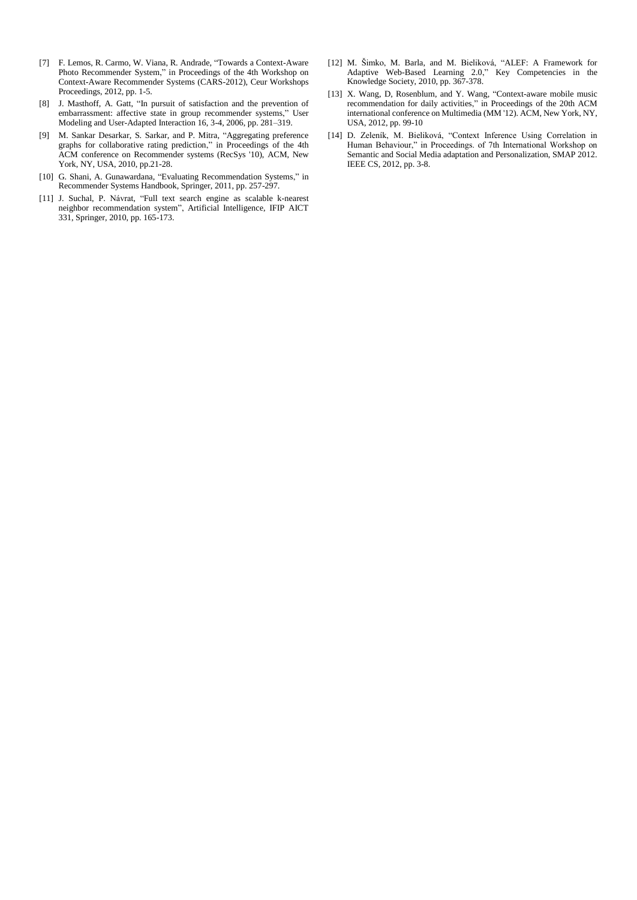[7] F. Lemos, R. Carmo, W. Viana, R. Andrade, "Towards a Context-Aware Photo Recommender System," in Proceedings of the 4th Workshop on Context-Aware Recommender Systems (CARS-2012), Ceur Workshops Proceedings, 2012, pp. 1-5.

[8] J. Masthoff, A. Gatt, "In pursuit of satisfaction and the prevention of embarrassment: affective state in group recommender systems," User Modeling and User-Adapted Interaction 16, 3-4, 2006, pp. 281–319.

[9] M. Sankar Desarkar, S. Sarkar, and P. Mitra, "Aggregating preference graphs for collaborative rating prediction," in Proceedings of the 4th ACM conference on Recommender systems (RecSys '10), ACM, New York, NY, USA, 2010, pp.21-28.

[10] G. Shani, A. Gunawardana, "Evaluating Recommendation Systems," in Recommender Systems Handbook, Springer, 2011, pp. 257-297.

[11] J. Suchal, P. Návrat, "Full text search engine as scalable k-nearest neighbor recommendation system", Artificial Intelligence, IFIP AICT 331, Springer, 2010, pp. 165-173.

[12] M. Šimko, M. Barla, and M. Bieliková, "ALEF: A Framework for Adaptive Web-Based Learning 2.0," Key Competencies in the Knowledge Society, 2010, pp. 367-378.

[13] X. Wang, D, Rosenblum, and Y. Wang, "Context-aware mobile music recommendation for daily activities," in Proceedings of the 20th ACM international conference on Multimedia (MM '12). ACM, New York, NY, USA, 2012, pp. 99-10

[14] D. Zelenik, M. Bieliková, "Context Inference Using Correlation in Human Behaviour," in Proceedings. of 7th International Workshop on Semantic and Social Media adaptation and Personalization, SMAP 2012. IEEE CS, 2012, pp. 3-8.